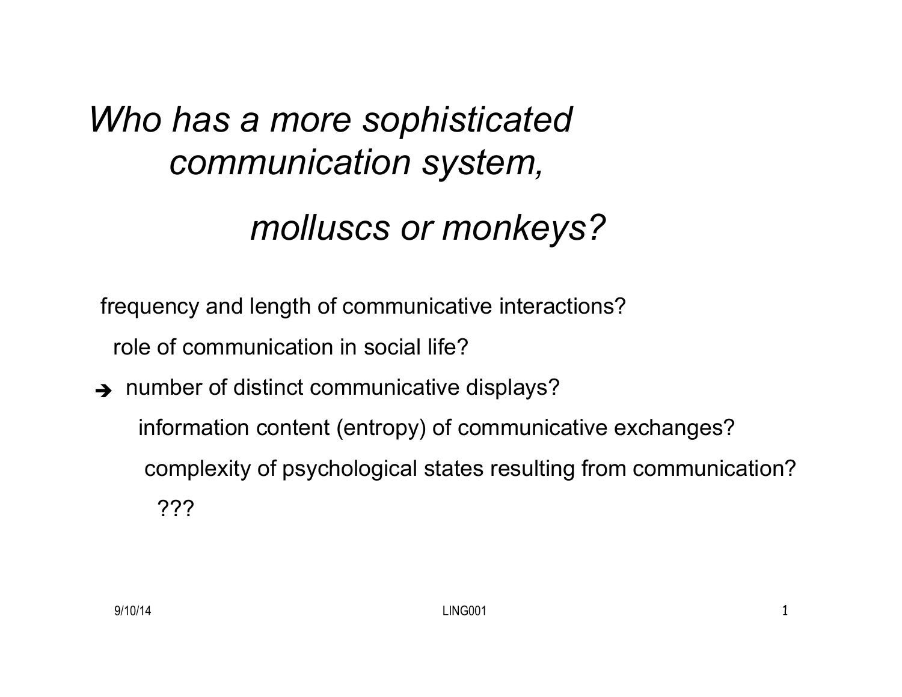# *Who has a more sophisticated communication system,*

# *molluscs or monkeys?*

frequency and length of communicative interactions?

role of communication in social life?

➔ number of distinct communicative displays?

information content (entropy) of communicative exchanges?

complexity of psychological states resulting from communication?

???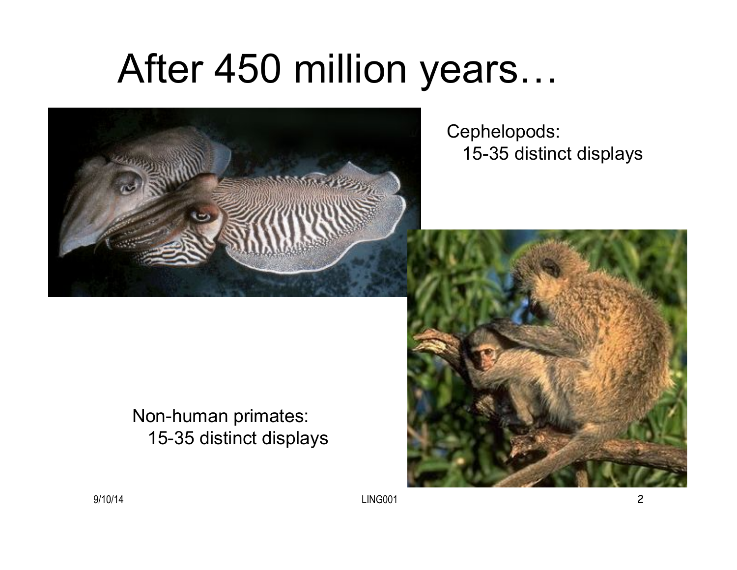# After 450 million years…

Cephelopods:
15-35 distinct displays

Non-human primates:
15-35 distinct displays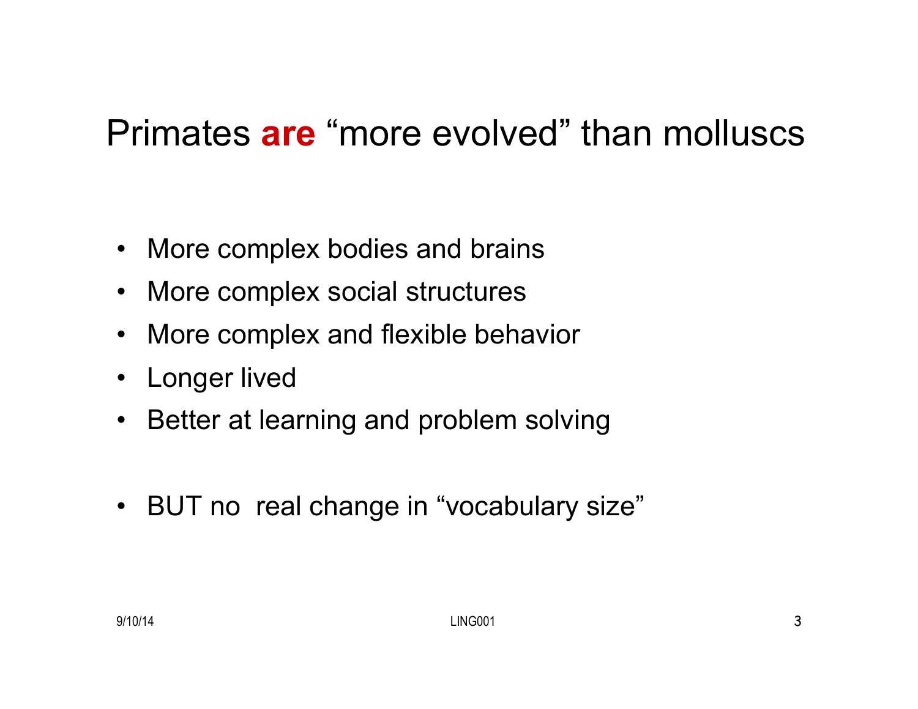# Primates **are** "more evolved" than molluscs

- More complex bodies and brains
- More complex social structures
- More complex and flexible behavior
- Longer lived
- Better at learning and problem solving

- BUT no real change in "vocabulary size"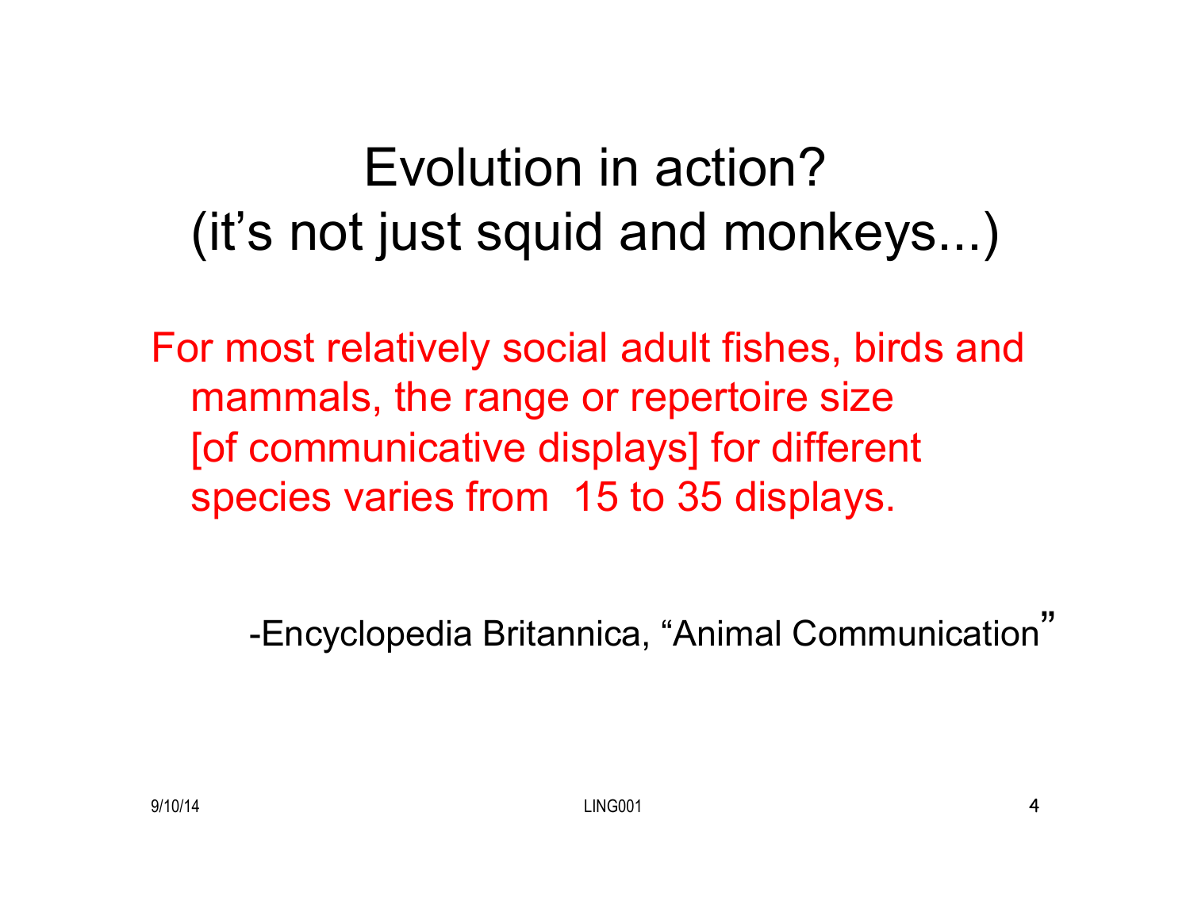# Evolution in action?
# (it's not just squid and monkeys...)

For most relatively social adult fishes, birds and mammals, the range or repertoire size [of communicative displays] for different species varies from 15 to 35 displays.

-Encyclopedia Britannica, "Animal Communication"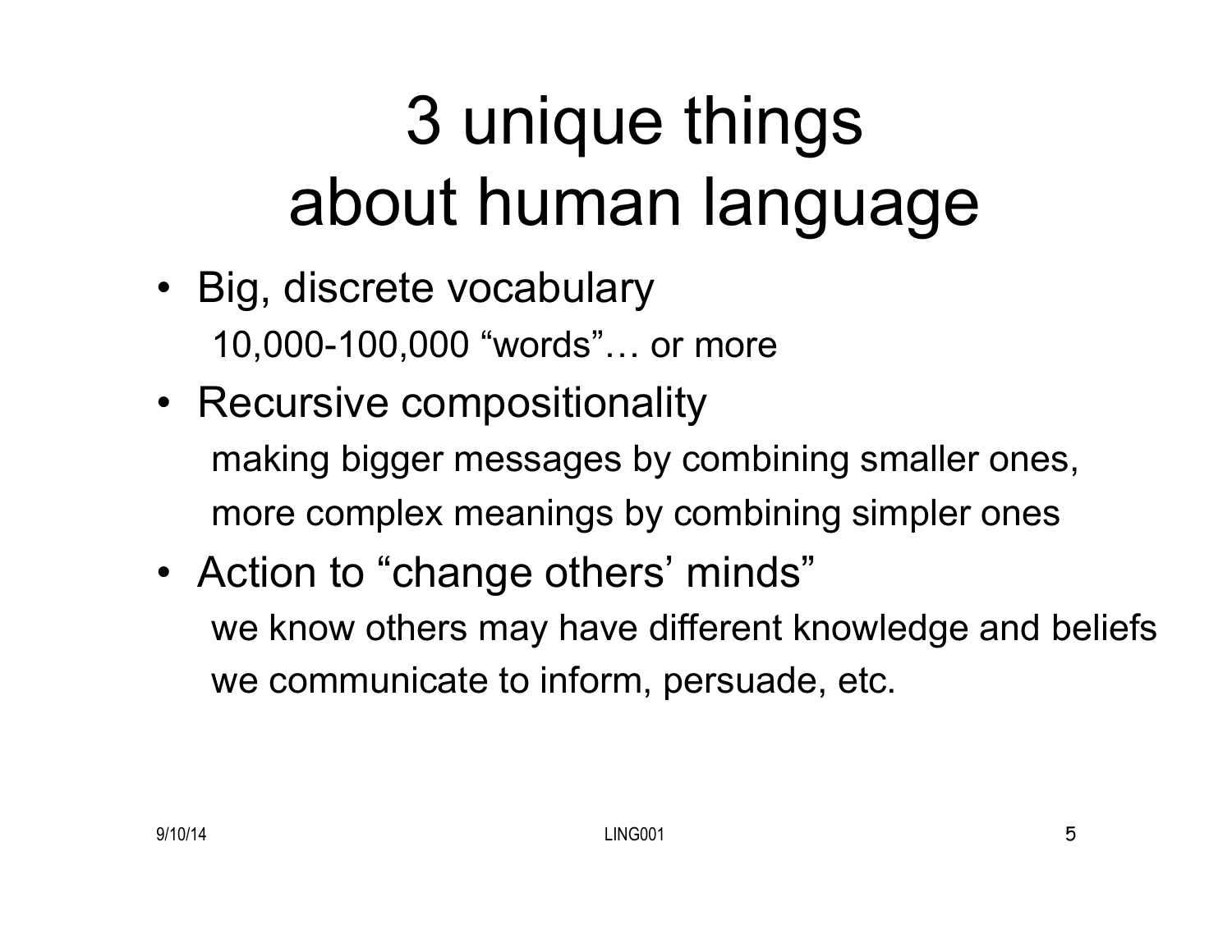# 3 unique things about human language

- Big, discrete vocabulary
  10,000-100,000 “words”… or more
- Recursive compositionality
  making bigger messages by combining smaller ones,
  more complex meanings by combining simpler ones
- Action to “change others’ minds”
  we know others may have different knowledge and beliefs
  we communicate to inform, persuade, etc.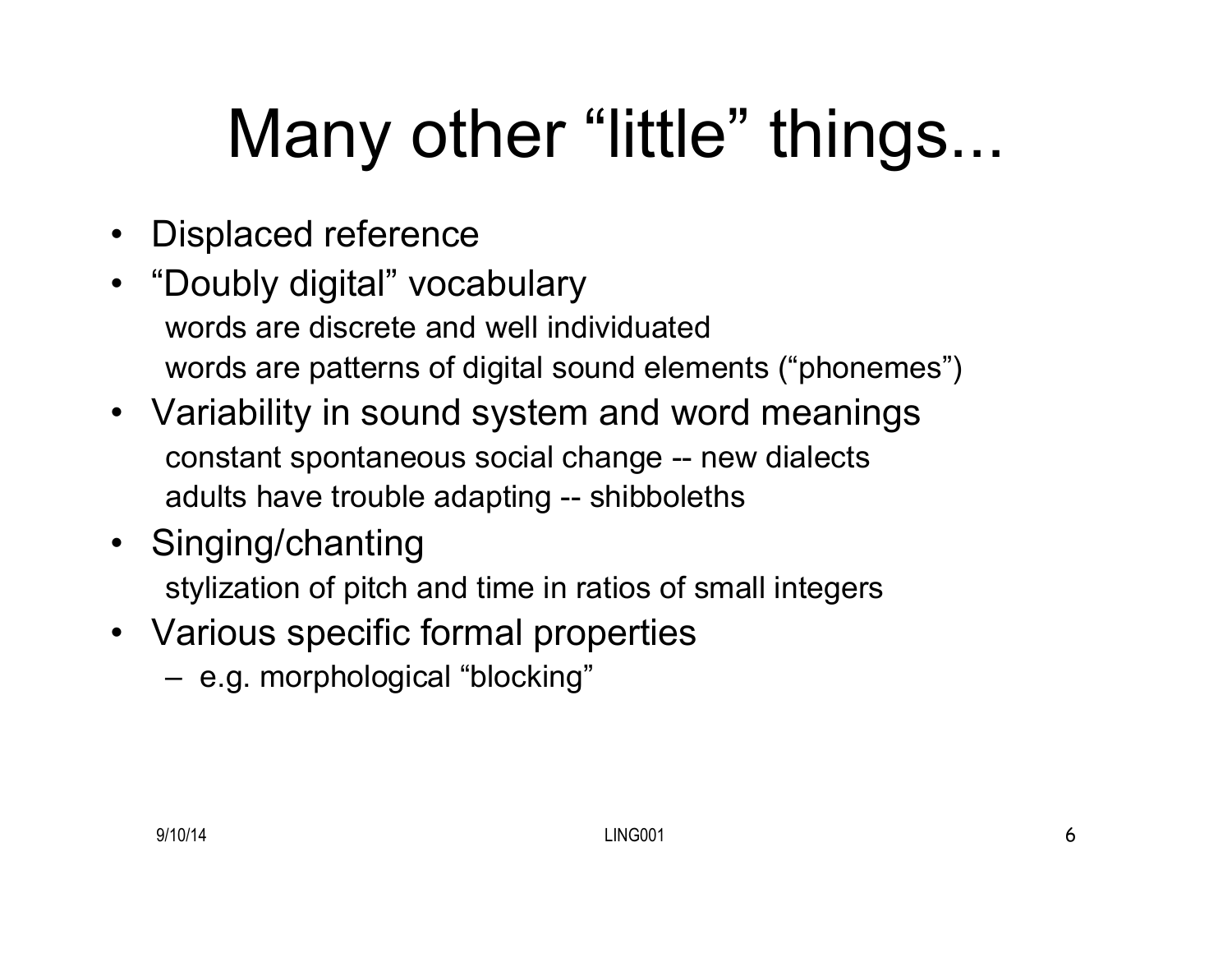# Many other “little” things...

- Displaced reference
- “Doubly digital” vocabulary
  - words are discrete and well individuated
  - words are patterns of digital sound elements (“phonemes”)
- Variability in sound system and word meanings
  - constant spontaneous social change -- new dialects
  - adults have trouble adapting -- shibboleths
- Singing/chanting
  - stylization of pitch and time in ratios of small integers
- Various specific formal properties
  - e.g. morphological “blocking”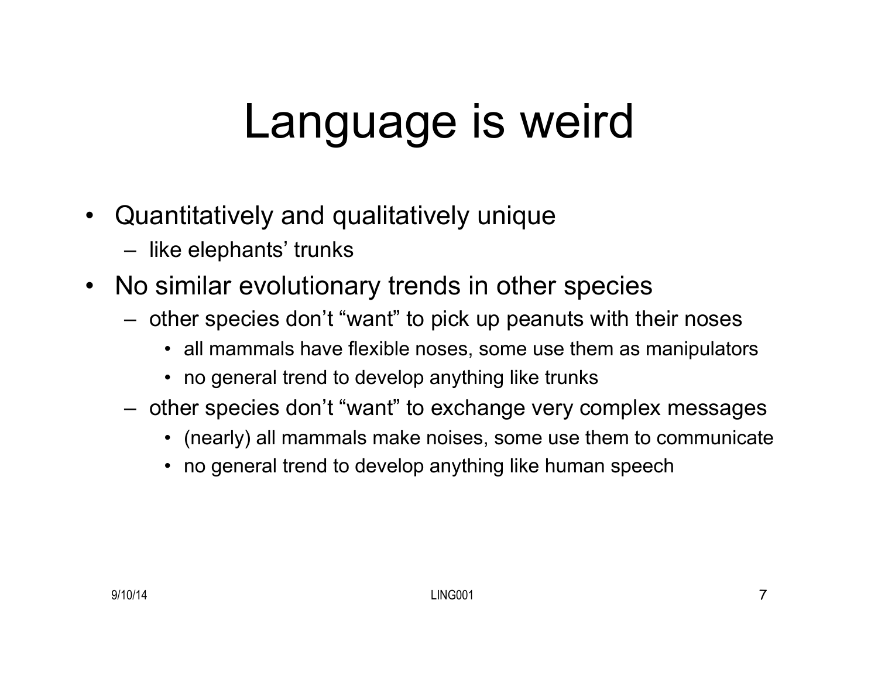# Language is weird

- Quantitatively and qualitatively unique
  - like elephants' trunks
- No similar evolutionary trends in other species
  - other species don't "want" to pick up peanuts with their noses
    - all mammals have flexible noses, some use them as manipulators
    - no general trend to develop anything like trunks
  - other species don't "want" to exchange very complex messages
    - (nearly) all mammals make noises, some use them to communicate
    - no general trend to develop anything like human speech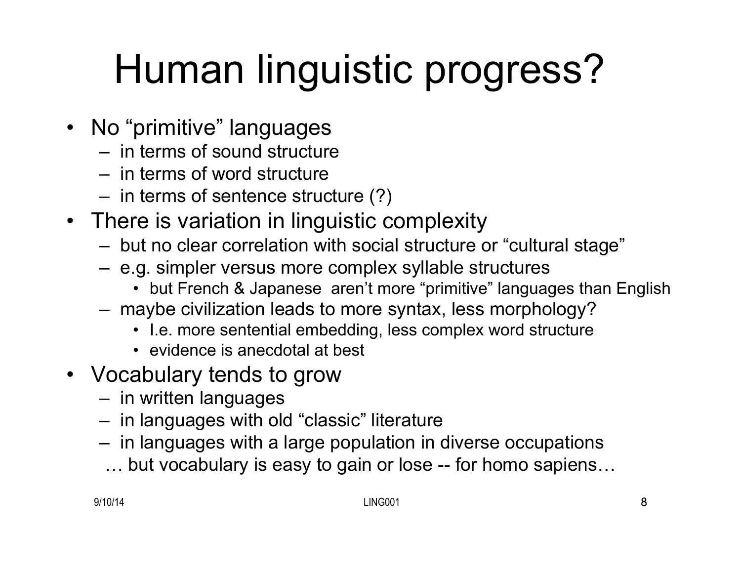# Human linguistic progress?

- No "primitive" languages
  - in terms of sound structure
  - in terms of word structure
  - in terms of sentence structure (?)
- There is variation in linguistic complexity
  - but no clear correlation with social structure or "cultural stage"
  - e.g. simpler versus more complex syllable structures
    - but French & Japanese aren't more "primitive" languages than English
  - maybe civilization leads to more syntax, less morphology?
    - I.e. more sentential embedding, less complex word structure
    - evidence is anecdotal at best
- Vocabulary tends to grow
  - in written languages
  - in languages with old "classic" literature
  - in languages with a large population in diverse occupations

  … but vocabulary is easy to gain or lose -- for homo sapiens…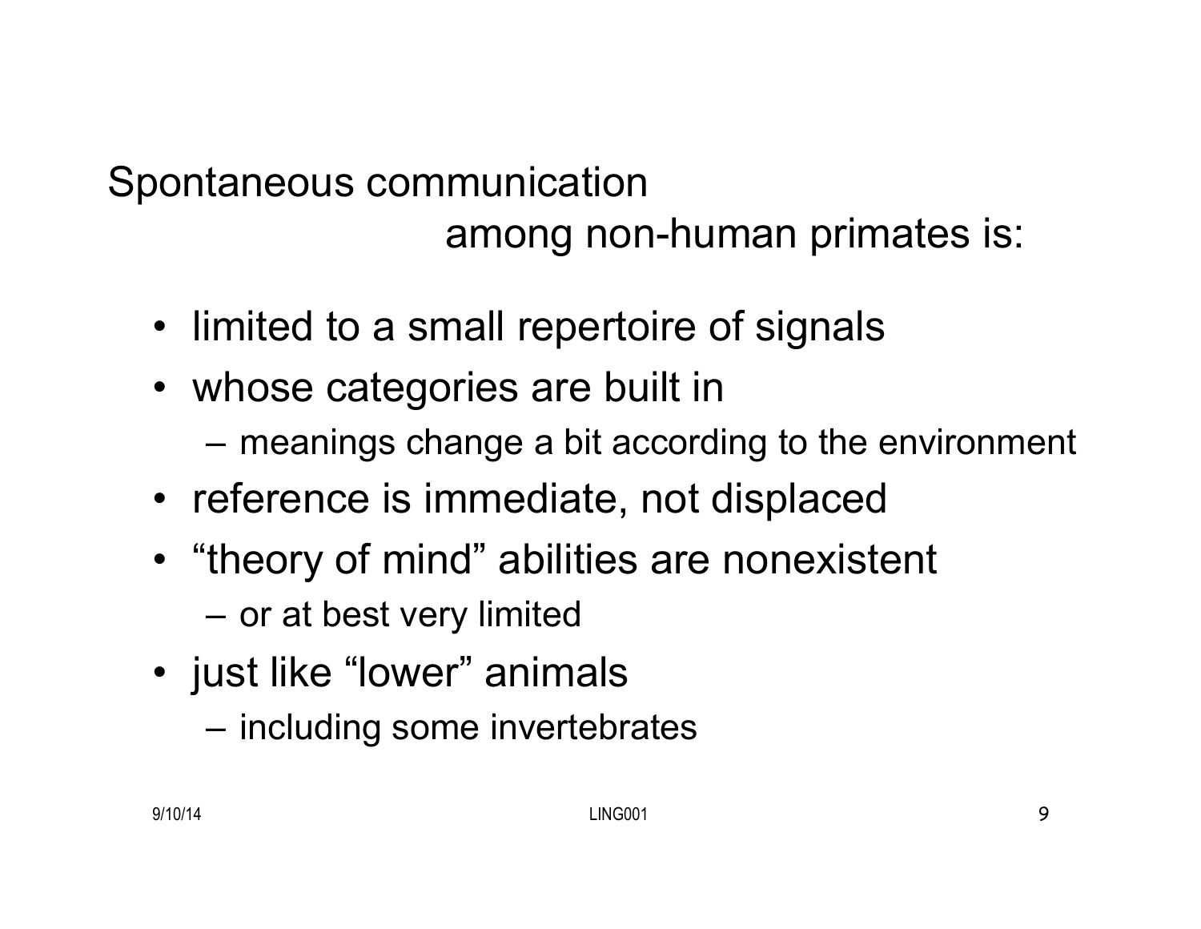## Spontaneous communication among non-human primates is:

- limited to a small repertoire of signals
- whose categories are built in
  - meanings change a bit according to the environment
- reference is immediate, not displaced
- “theory of mind” abilities are nonexistent
  - or at best very limited
- just like “lower” animals
  - including some invertebrates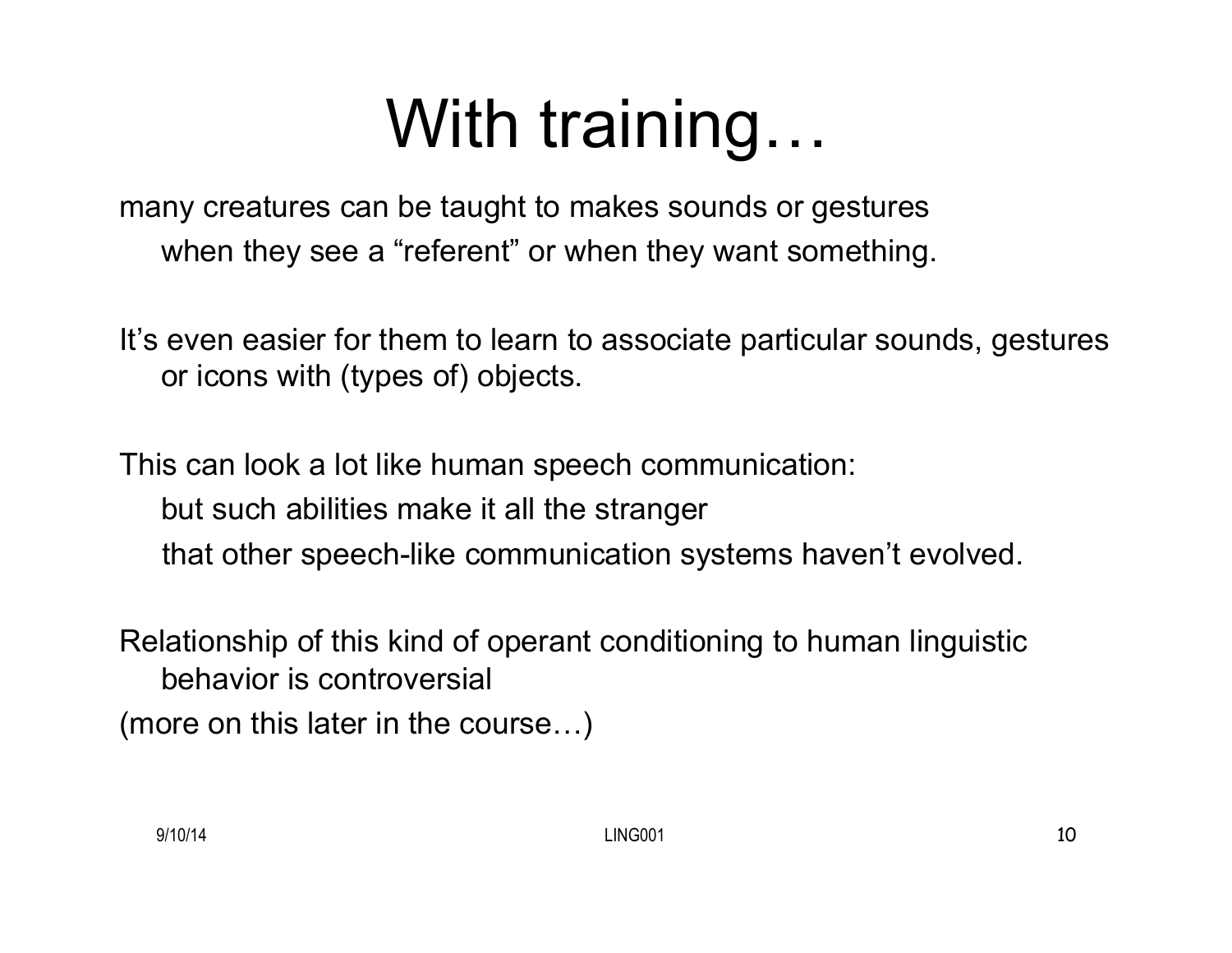# With training…

many creatures can be taught to makes sounds or gestures
when they see a “referent” or when they want something.

It’s even easier for them to learn to associate particular sounds, gestures or icons with (types of) objects.

This can look a lot like human speech communication:
but such abilities make it all the stranger
that other speech-like communication systems haven’t evolved.

Relationship of this kind of operant conditioning to human linguistic behavior is controversial
(more on this later in the course…)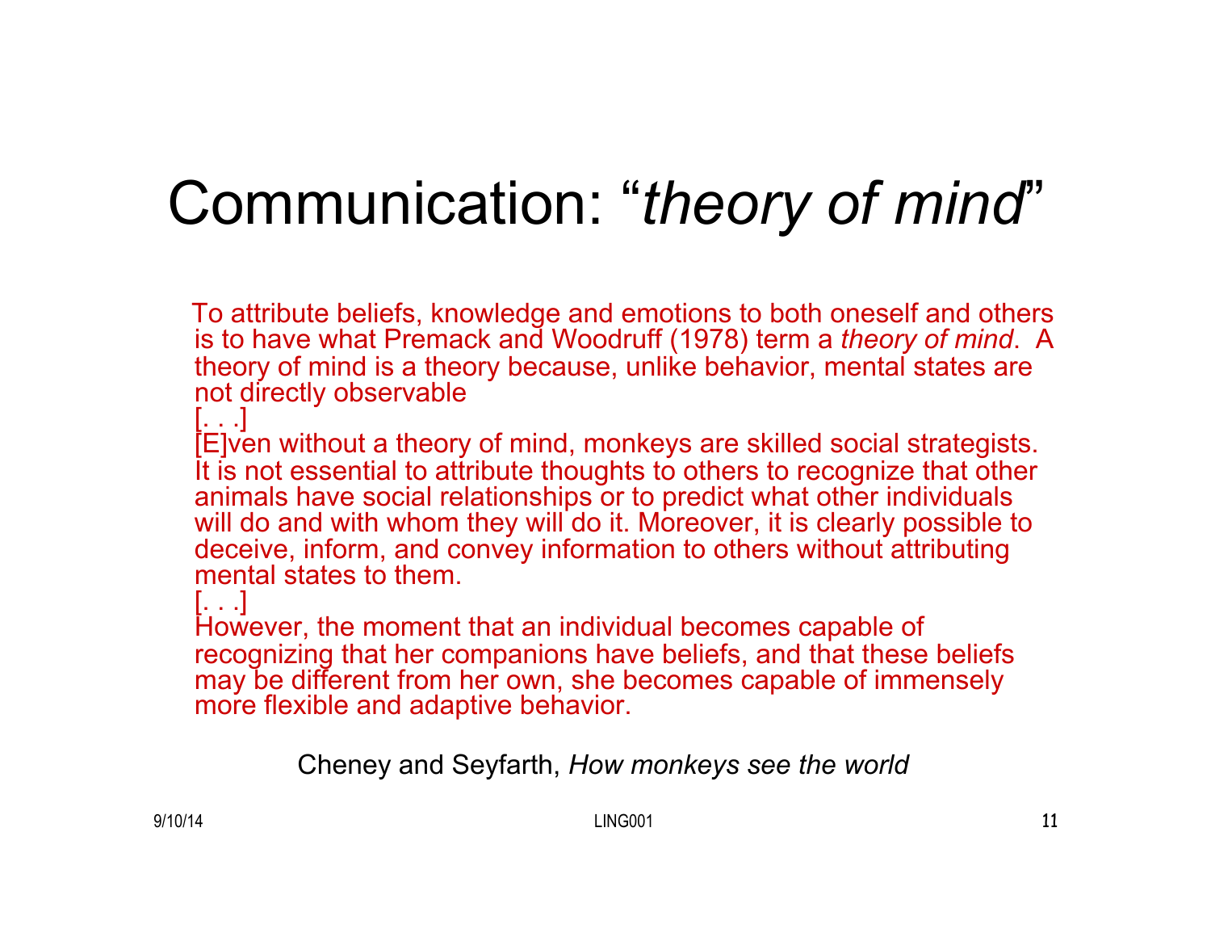# Communication: “*theory of mind*”

To attribute beliefs, knowledge and emotions to both oneself and others is to have what Premack and Woodruff (1978) term a *theory of mind*. A theory of mind is a theory because, unlike behavior, mental states are not directly observable

[. . .]

[E]ven without a theory of mind, monkeys are skilled social strategists. It is not essential to attribute thoughts to others to recognize that other animals have social relationships or to predict what other individuals will do and with whom they will do it. Moreover, it is clearly possible to deceive, inform, and convey information to others without attributing mental states to them.

[. . .]

However, the moment that an individual becomes capable of recognizing that her companions have beliefs, and that these beliefs may be different from her own, she becomes capable of immensely more flexible and adaptive behavior.

Cheney and Seyfarth, *How monkeys see the world*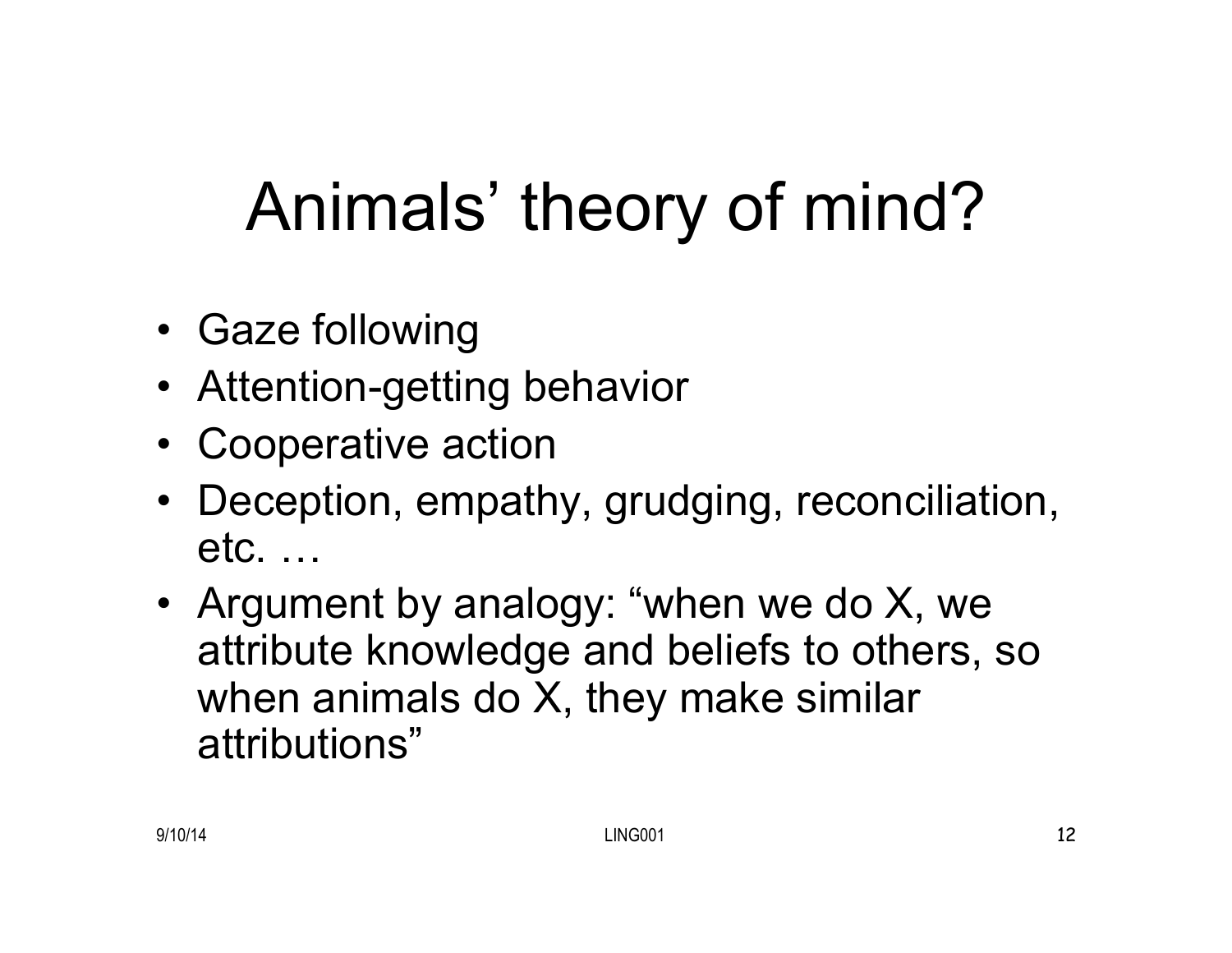# Animals' theory of mind?

- Gaze following
- Attention-getting behavior
- Cooperative action
- Deception, empathy, grudging, reconciliation, etc. …
- Argument by analogy: "when we do X, we attribute knowledge and beliefs to others, so when animals do X, they make similar attributions"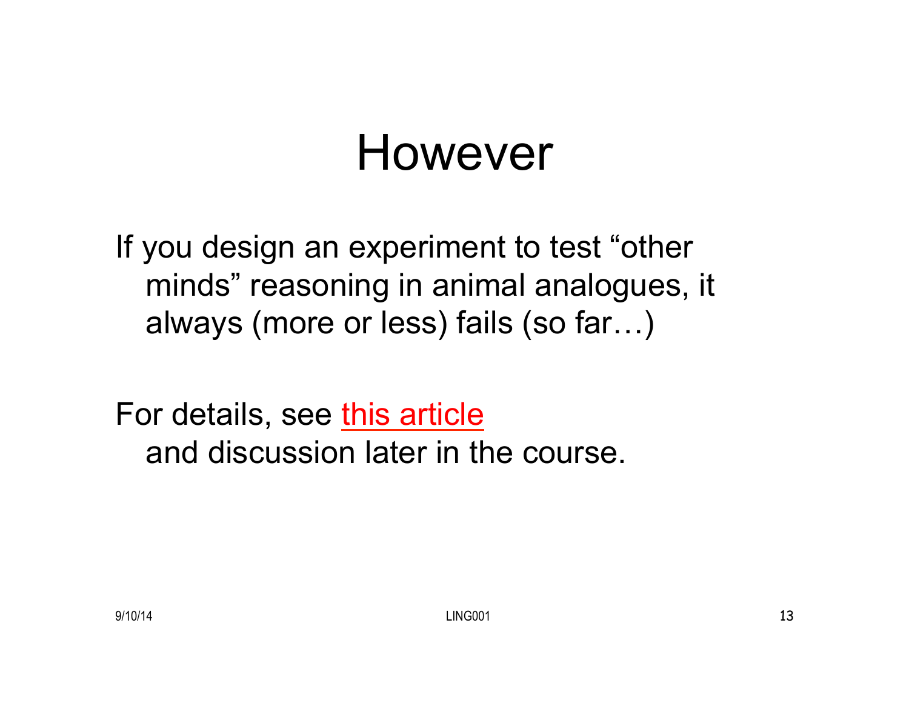# However

If you design an experiment to test "other minds" reasoning in animal analogues, it always (more or less) fails (so far…)

For details, see this article and discussion later in the course.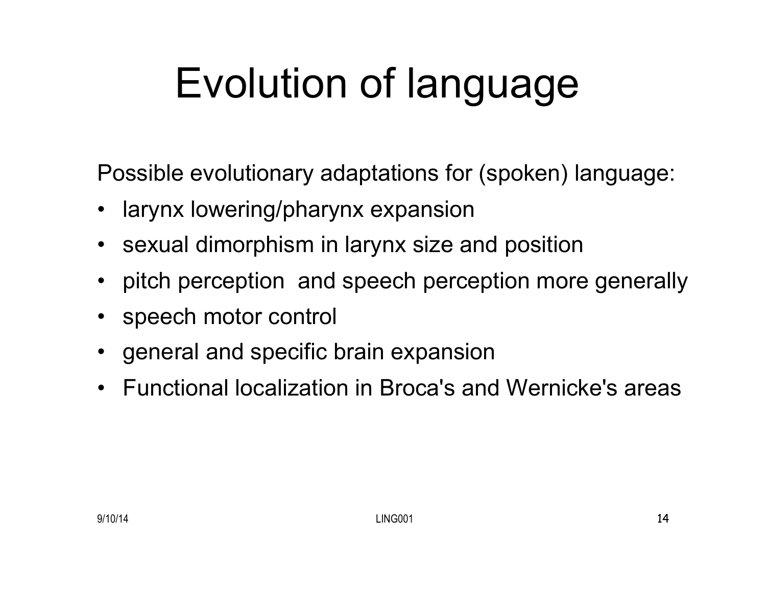# Evolution of language

Possible evolutionary adaptations for (spoken) language:

- larynx lowering/pharynx expansion
- sexual dimorphism in larynx size and position
- pitch perception  and speech perception more generally
- speech motor control
- general and specific brain expansion
- Functional localization in Broca's and Wernicke's areas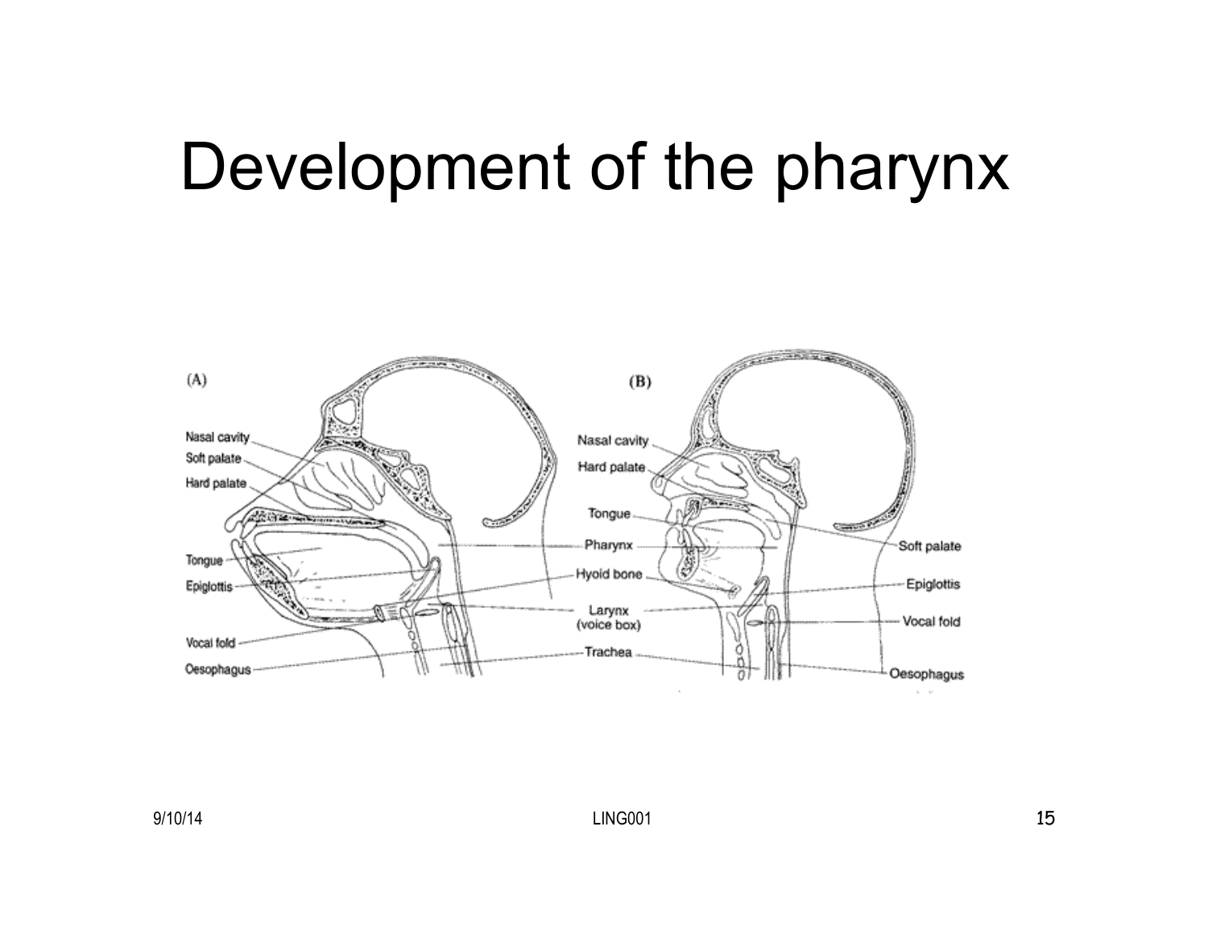# Development of the pharynx

(A)

Nasal cavity
Soft palate
Hard palate
Tongue
Epiglottis
Vocal fold
Oesophagus

(B)

Nasal cavity
Hard palate
Tongue
Pharynx
Hyoid bone
Larynx (voice box)
Trachea
Soft palate
Epiglottis
Vocal fold
Oesophagus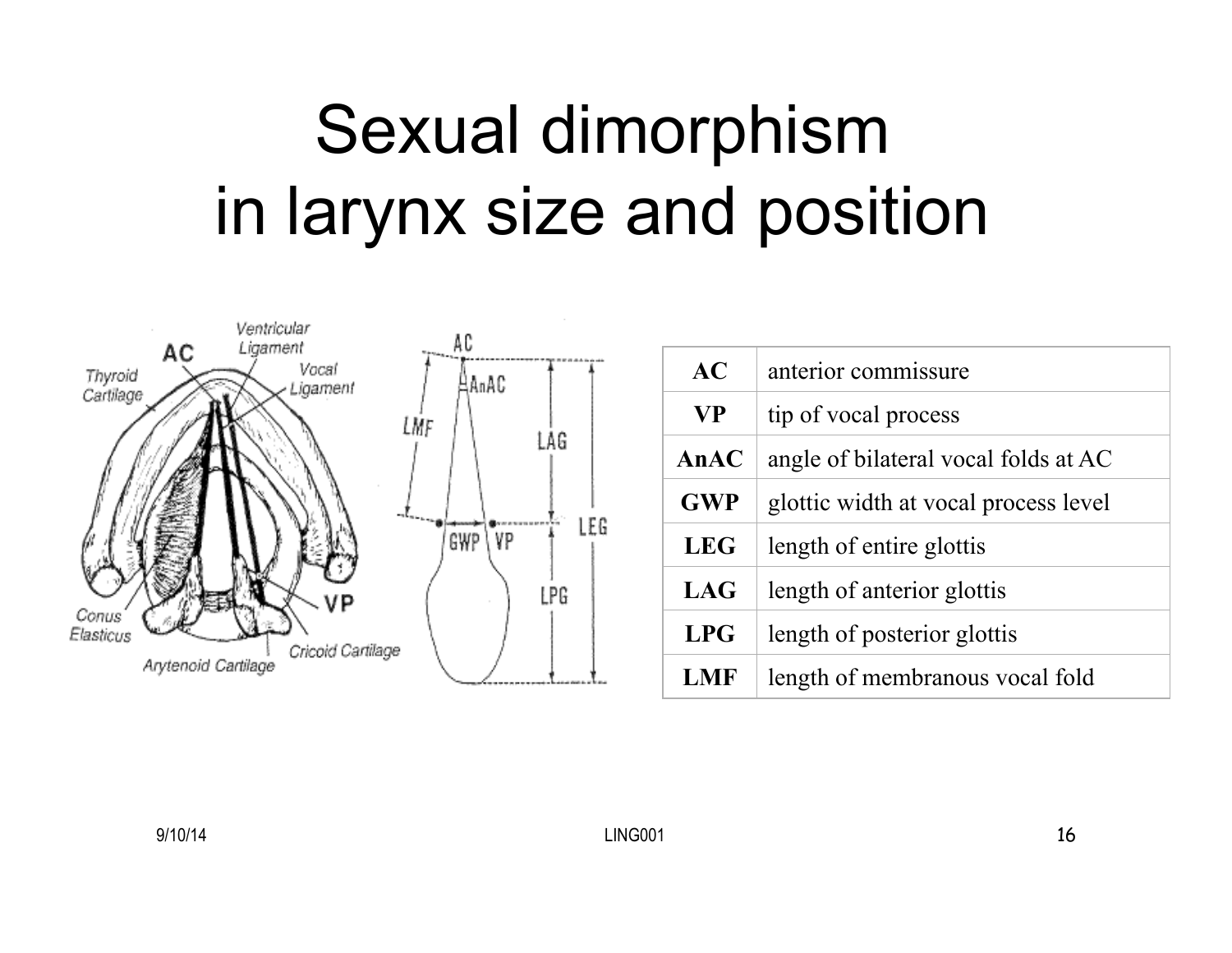# Sexual dimorphism in larynx size and position

| AC | anterior commissure |
|---|---|
| VP | tip of vocal process |
| AnAC | angle of bilateral vocal folds at AC |
| GWP | glottic width at vocal process level |
| LEG | length of entire glottis |
| LAG | length of anterior glottis |
| LPG | length of posterior glottis |
| LMF | length of membranous vocal fold |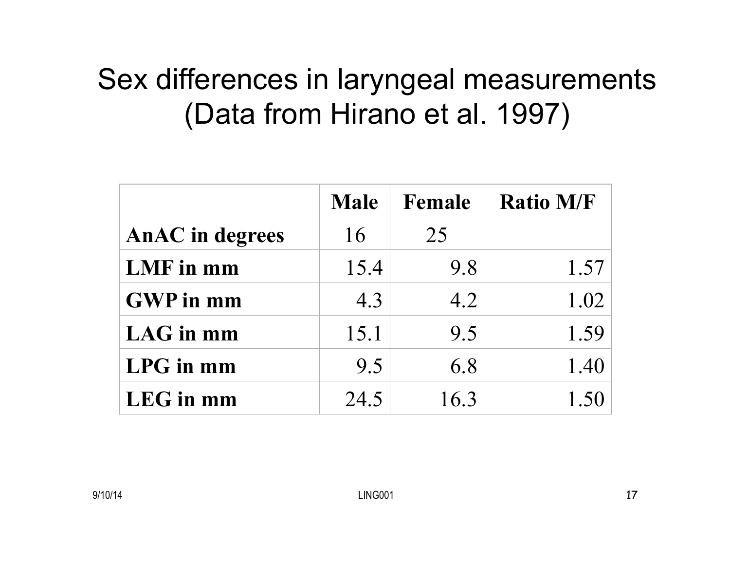# Sex differences in laryngeal measurements (Data from Hirano et al. 1997)

| | **Male** | **Female** | **Ratio M/F** |
|---|---|---|---|
| **AnAC in degrees** | 16 | 25 | |
| **LMF in mm** | 15.4 | 9.8 | 1.57 |
| **GWP in mm** | 4.3 | 4.2 | 1.02 |
| **LAG in mm** | 15.1 | 9.5 | 1.59 |
| **LPG in mm** | 9.5 | 6.8 | 1.40 |
| **LEG in mm** | 24.5 | 16.3 | 1.50 |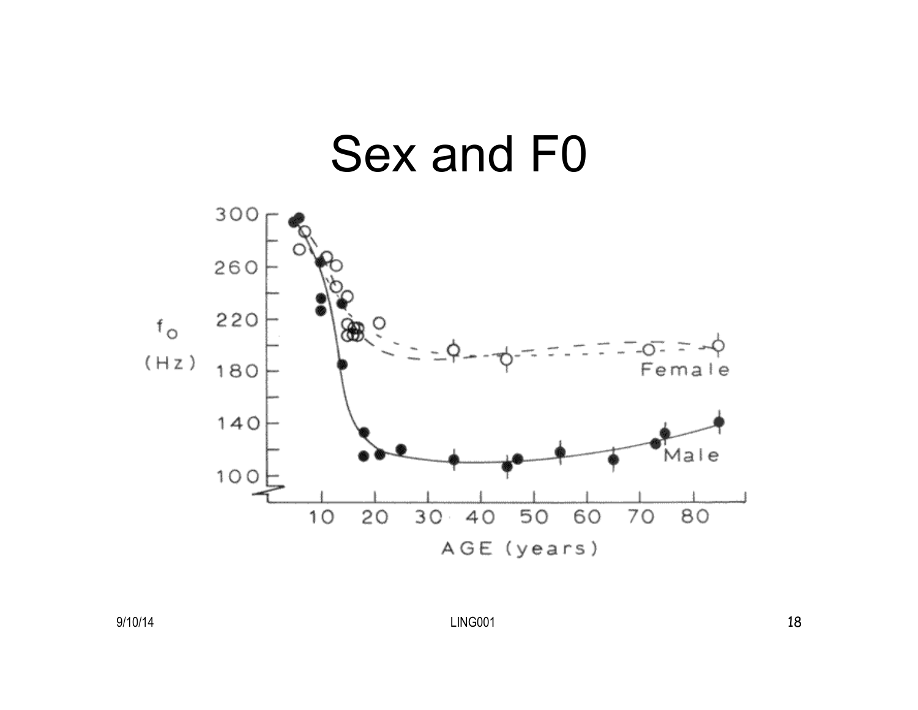# Sex and F0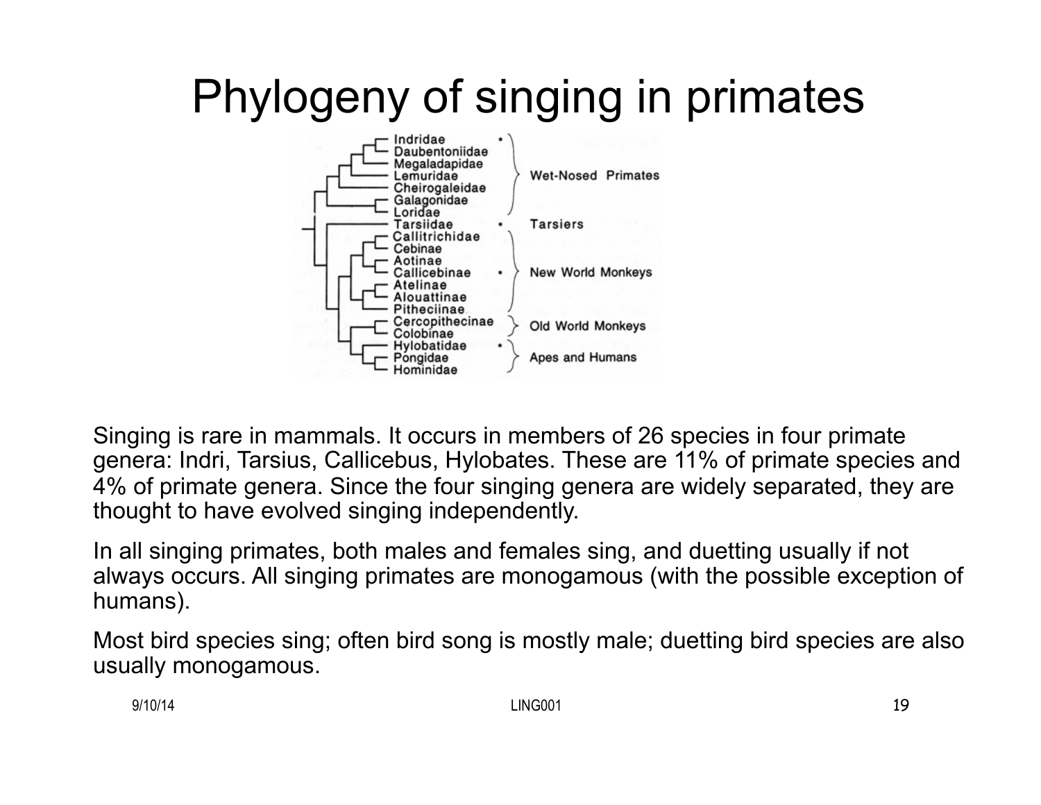# Phylogeny of singing in primates

Singing is rare in mammals. It occurs in members of 26 species in four primate genera: Indri, Tarsius, Callicebus, Hylobates. These are 11% of primate species and 4% of primate genera. Since the four singing genera are widely separated, they are thought to have evolved singing independently.

In all singing primates, both males and females sing, and duetting usually if not always occurs. All singing primates are monogamous (with the possible exception of humans).

Most bird species sing; often bird song is mostly male; duetting bird species are also usually monogamous.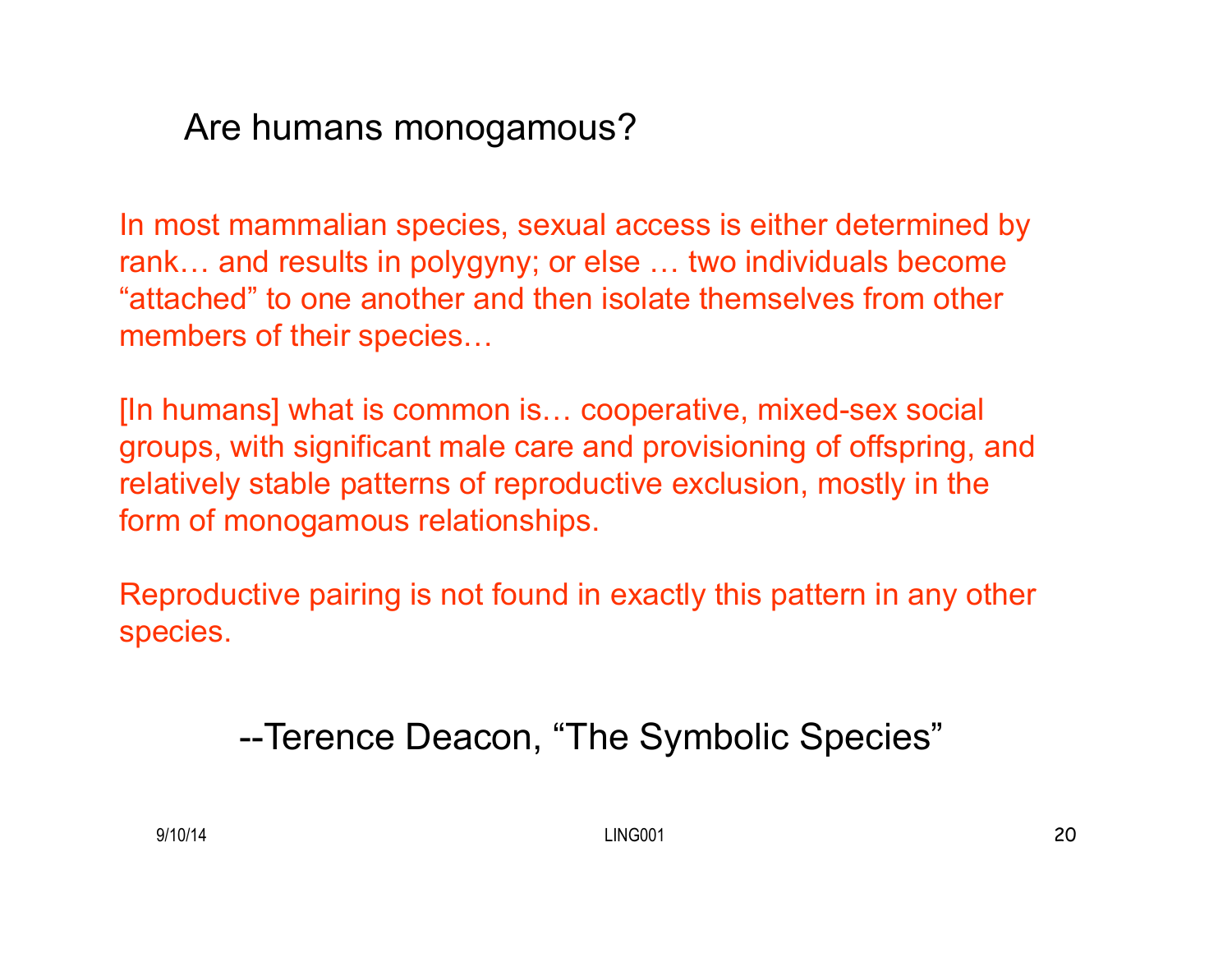## Are humans monogamous?

In most mammalian species, sexual access is either determined by rank… and results in polygyny; or else … two individuals become "attached" to one another and then isolate themselves from other members of their species…

[In humans] what is common is… cooperative, mixed-sex social groups, with significant male care and provisioning of offspring, and relatively stable patterns of reproductive exclusion, mostly in the form of monogamous relationships.

Reproductive pairing is not found in exactly this pattern in any other species.

--Terence Deacon, "The Symbolic Species"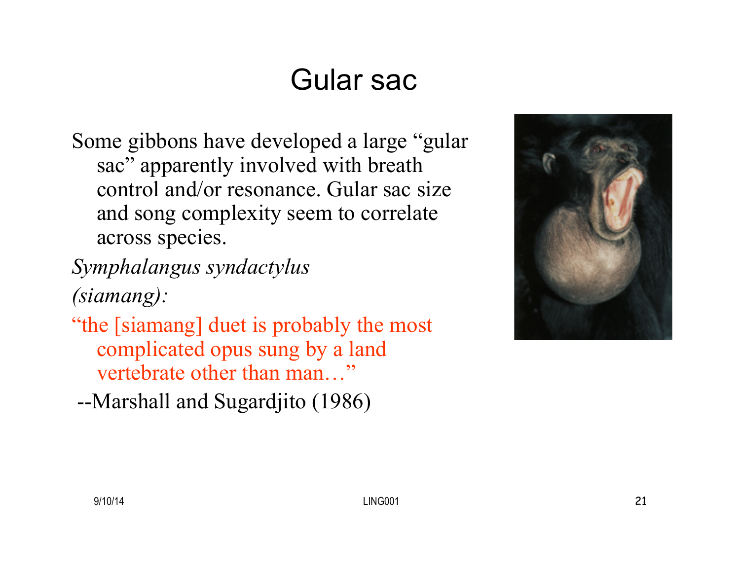# Gular sac

Some gibbons have developed a large "gular sac" apparently involved with breath control and/or resonance. Gular sac size and song complexity seem to correlate across species.

*Symphalangus syndactylus (siamang):*

"the [siamang] duet is probably the most complicated opus sung by a land vertebrate other than man…"

--Marshall and Sugardjito (1986)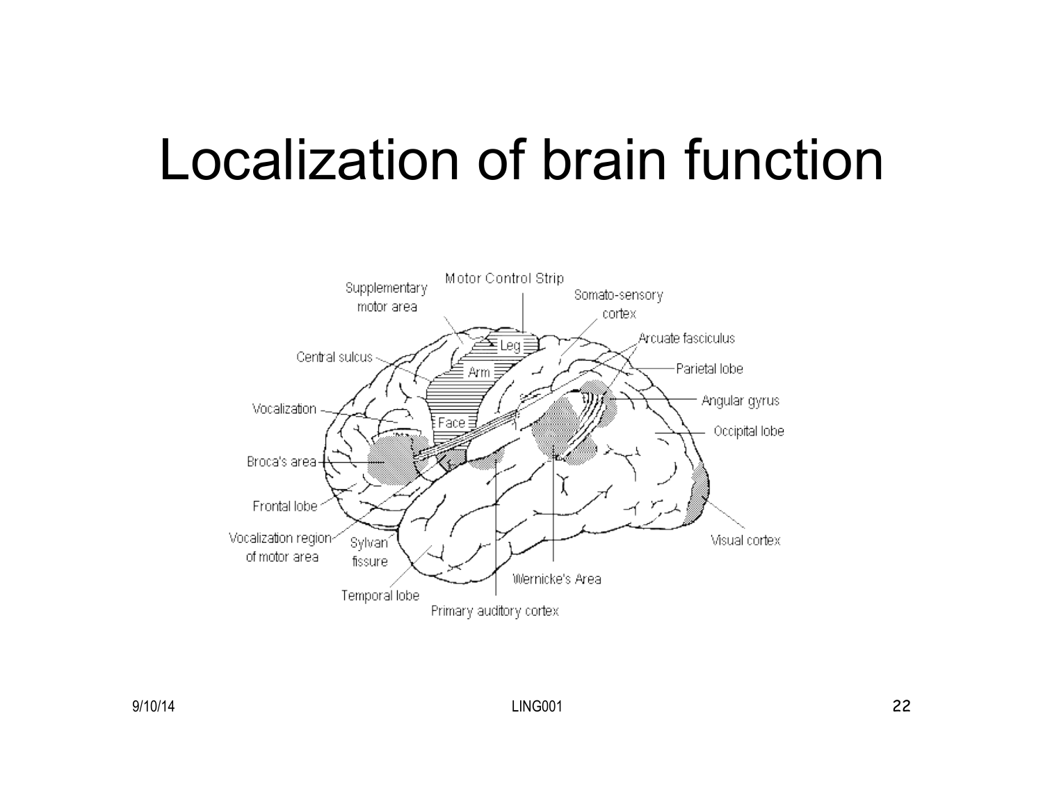# Localization of brain function

Motor Control Strip

Supplementary motor area

Somato-sensory cortex

Leg

Arm

Face

Arcuate fasciculus

Central sulcus

Parietal lobe

Angular gyrus

Vocalization

Occipital lobe

Broca's area

Frontal lobe

Vocalization region of motor area

Sylvan fissure

Visual cortex

Temporal lobe

Wernicke's Area

Primary auditory cortex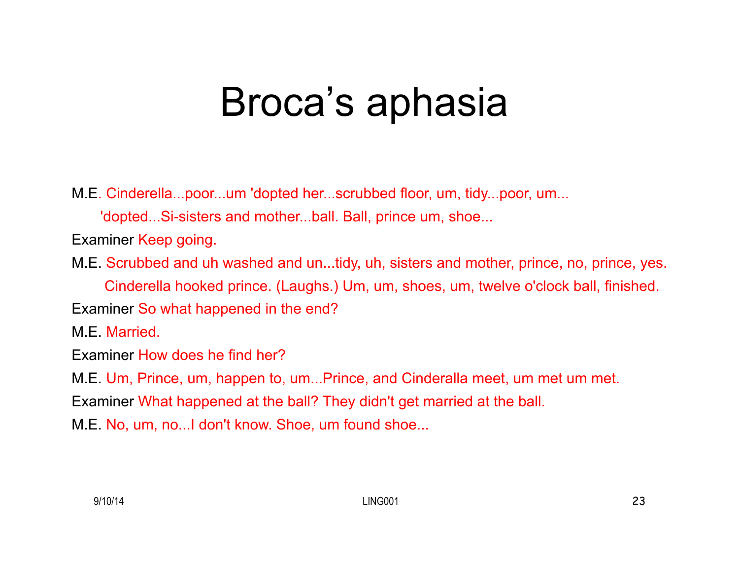# Broca’s aphasia

M.E. Cinderella...poor...um 'dopted her...scrubbed floor, um, tidy...poor, um... 'dopted...Si-sisters and mother...ball. Ball, prince um, shoe...

Examiner Keep going.

M.E. Scrubbed and uh washed and un...tidy, uh, sisters and mother, prince, no, prince, yes. Cinderella hooked prince. (Laughs.) Um, um, shoes, um, twelve o'clock ball, finished.

Examiner So what happened in the end?

M.E. Married.

Examiner How does he find her?

M.E. Um, Prince, um, happen to, um...Prince, and Cinderalla meet, um met um met.

Examiner What happened at the ball? They didn't get married at the ball.

M.E. No, um, no...I don't know. Shoe, um found shoe...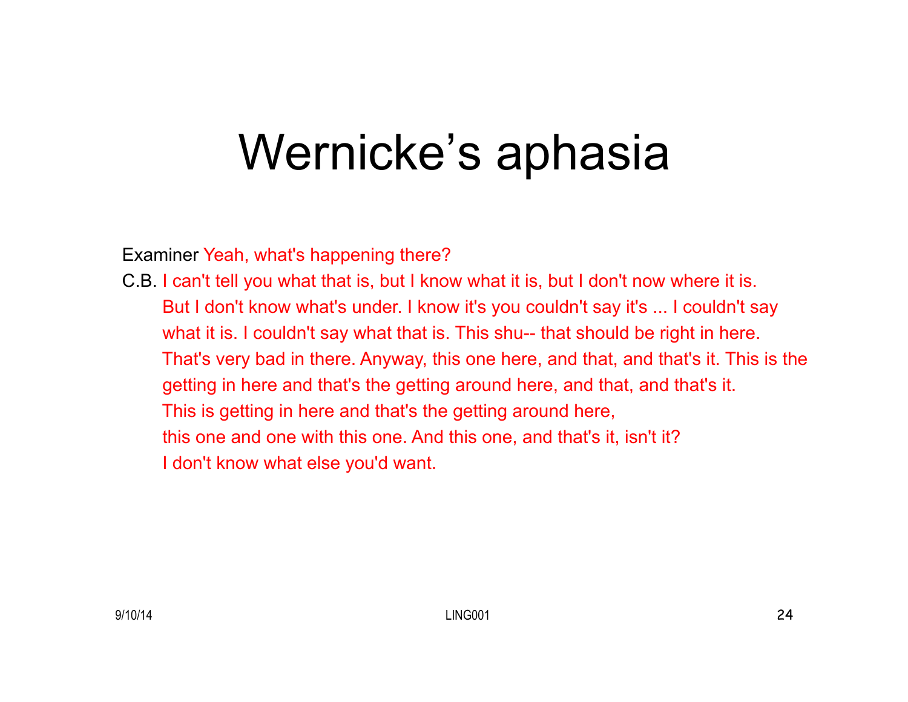# Wernicke’s aphasia

Examiner Yeah, what's happening there?

C.B. I can't tell you what that is, but I know what it is, but I don't now where it is. But I don't know what's under. I know it's you couldn't say it's ... I couldn't say what it is. I couldn't say what that is. This shu-- that should be right in here. That's very bad in there. Anyway, this one here, and that, and that's it. This is the getting in here and that's the getting around here, and that, and that's it. This is getting in here and that's the getting around here, this one and one with this one. And this one, and that's it, isn't it? I don't know what else you'd want.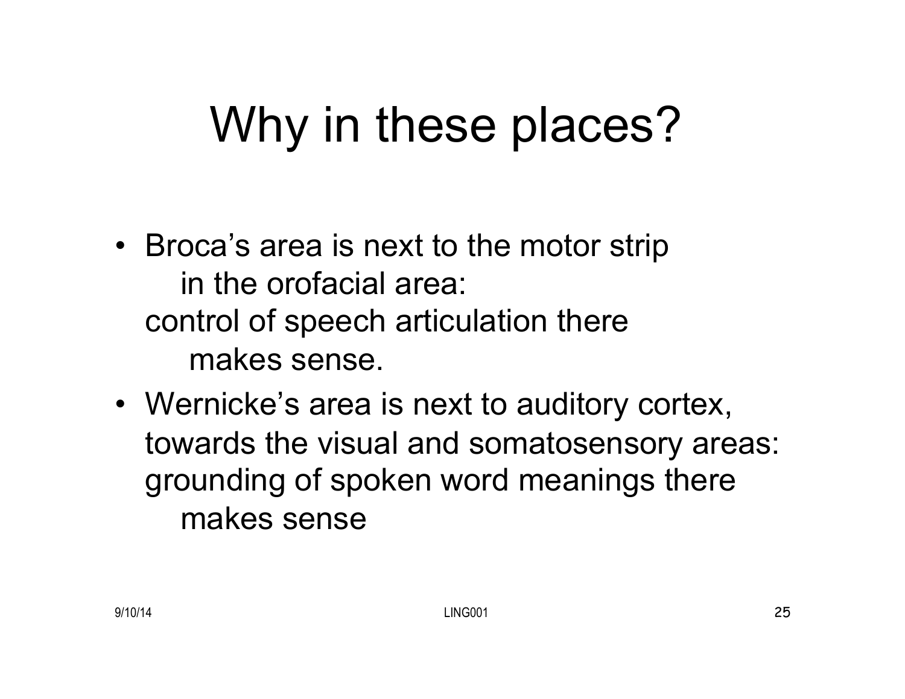# Why in these places?

- Broca's area is next to the motor strip in the orofacial area: control of speech articulation there makes sense.
- Wernicke's area is next to auditory cortex, towards the visual and somatosensory areas: grounding of spoken word meanings there makes sense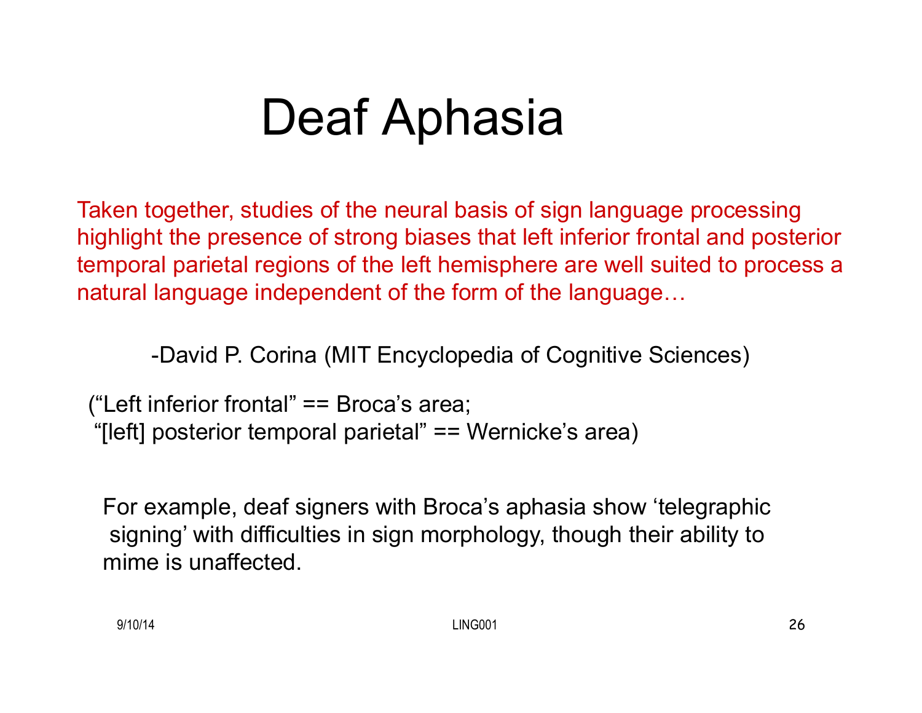# Deaf Aphasia

Taken together, studies of the neural basis of sign language processing highlight the presence of strong biases that left inferior frontal and posterior temporal parietal regions of the left hemisphere are well suited to process a natural language independent of the form of the language…

-David P. Corina (MIT Encyclopedia of Cognitive Sciences)

("Left inferior frontal" == Broca's area;
"[left] posterior temporal parietal" == Wernicke's area)

For example, deaf signers with Broca's aphasia show 'telegraphic signing' with difficulties in sign morphology, though their ability to mime is unaffected.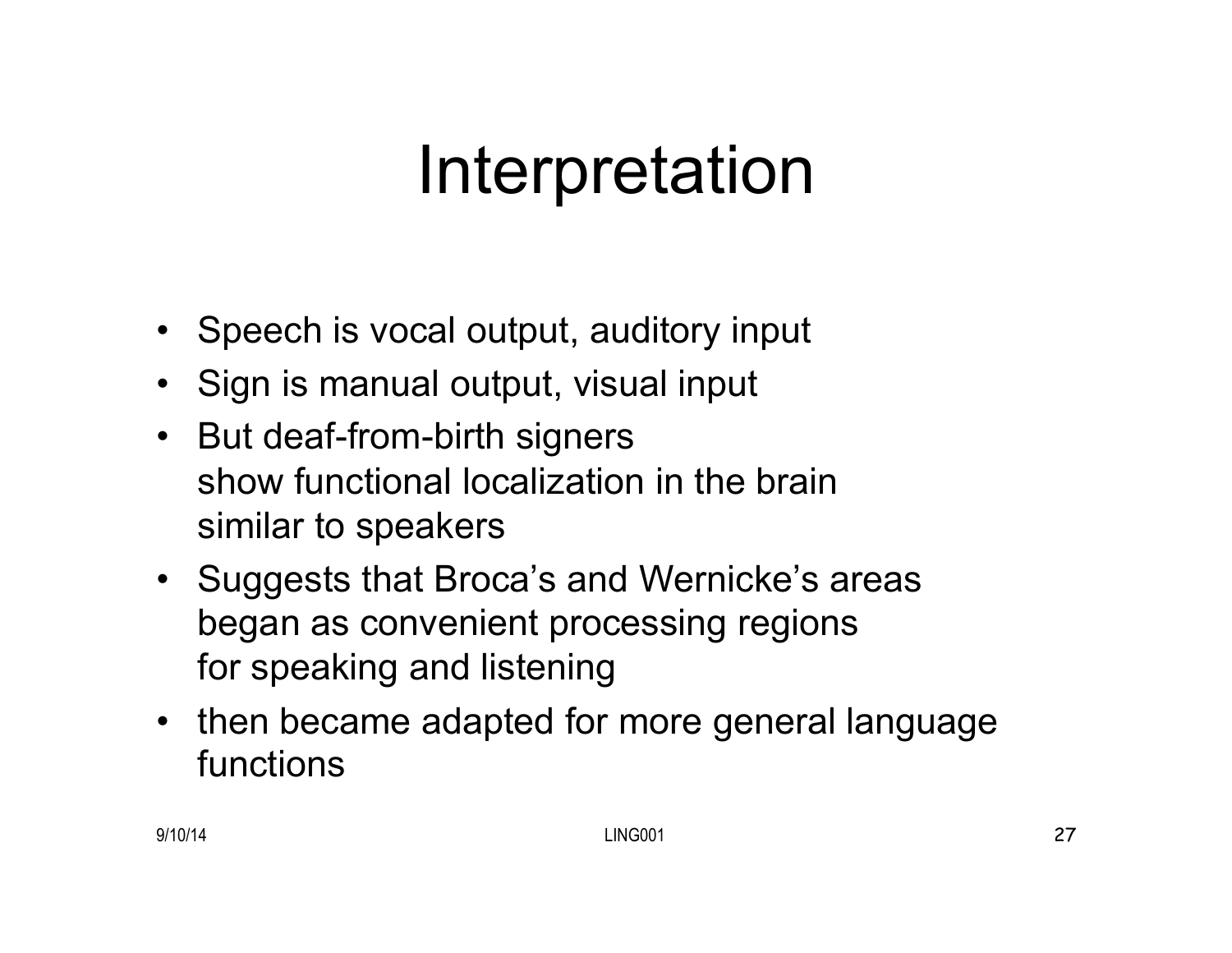# Interpretation

- Speech is vocal output, auditory input
- Sign is manual output, visual input
- But deaf-from-birth signers show functional localization in the brain similar to speakers
- Suggests that Broca's and Wernicke's areas began as convenient processing regions for speaking and listening
- then became adapted for more general language functions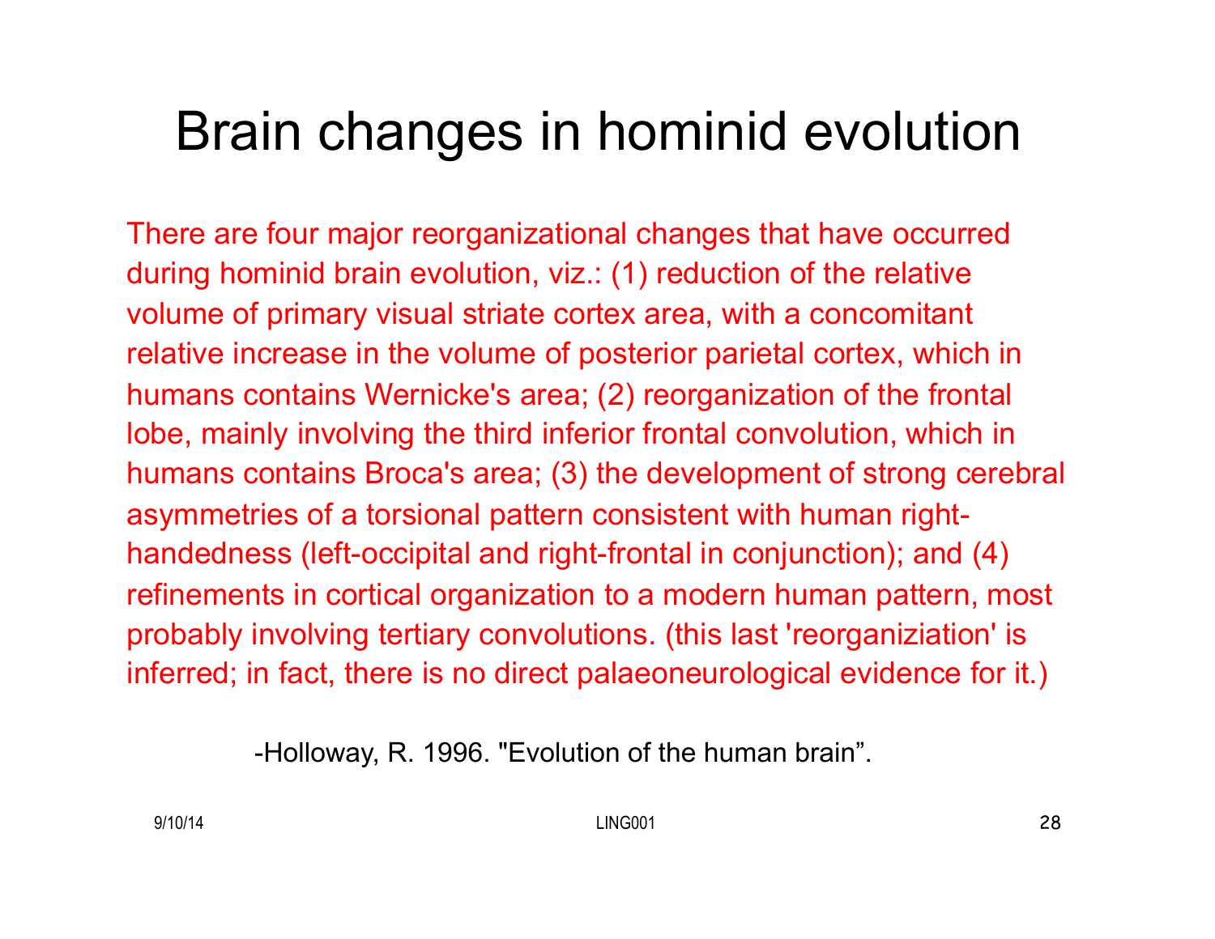# Brain changes in hominid evolution

There are four major reorganizational changes that have occurred during hominid brain evolution, viz.: (1) reduction of the relative volume of primary visual striate cortex area, with a concomitant relative increase in the volume of posterior parietal cortex, which in humans contains Wernicke's area; (2) reorganization of the frontal lobe, mainly involving the third inferior frontal convolution, which in humans contains Broca's area; (3) the development of strong cerebral asymmetries of a torsional pattern consistent with human right-handedness (left-occipital and right-frontal in conjunction); and (4) refinements in cortical organization to a modern human pattern, most probably involving tertiary convolutions. (this last 'reorganiziation' is inferred; in fact, there is no direct palaeoneurological evidence for it.)

-Holloway, R. 1996. "Evolution of the human brain".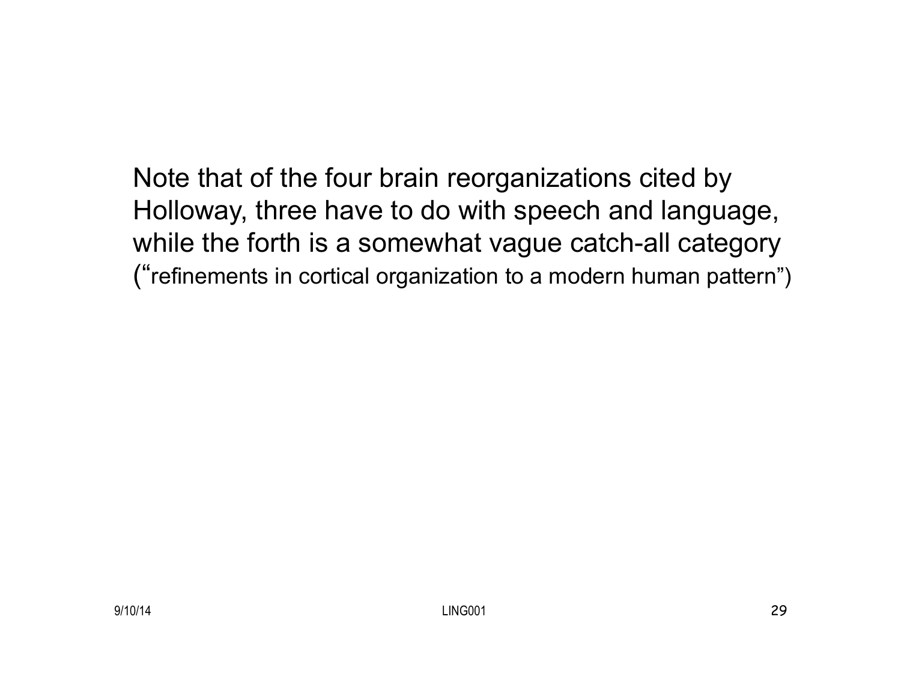Note that of the four brain reorganizations cited by Holloway, three have to do with speech and language, while the forth is a somewhat vague catch-all category ("refinements in cortical organization to a modern human pattern")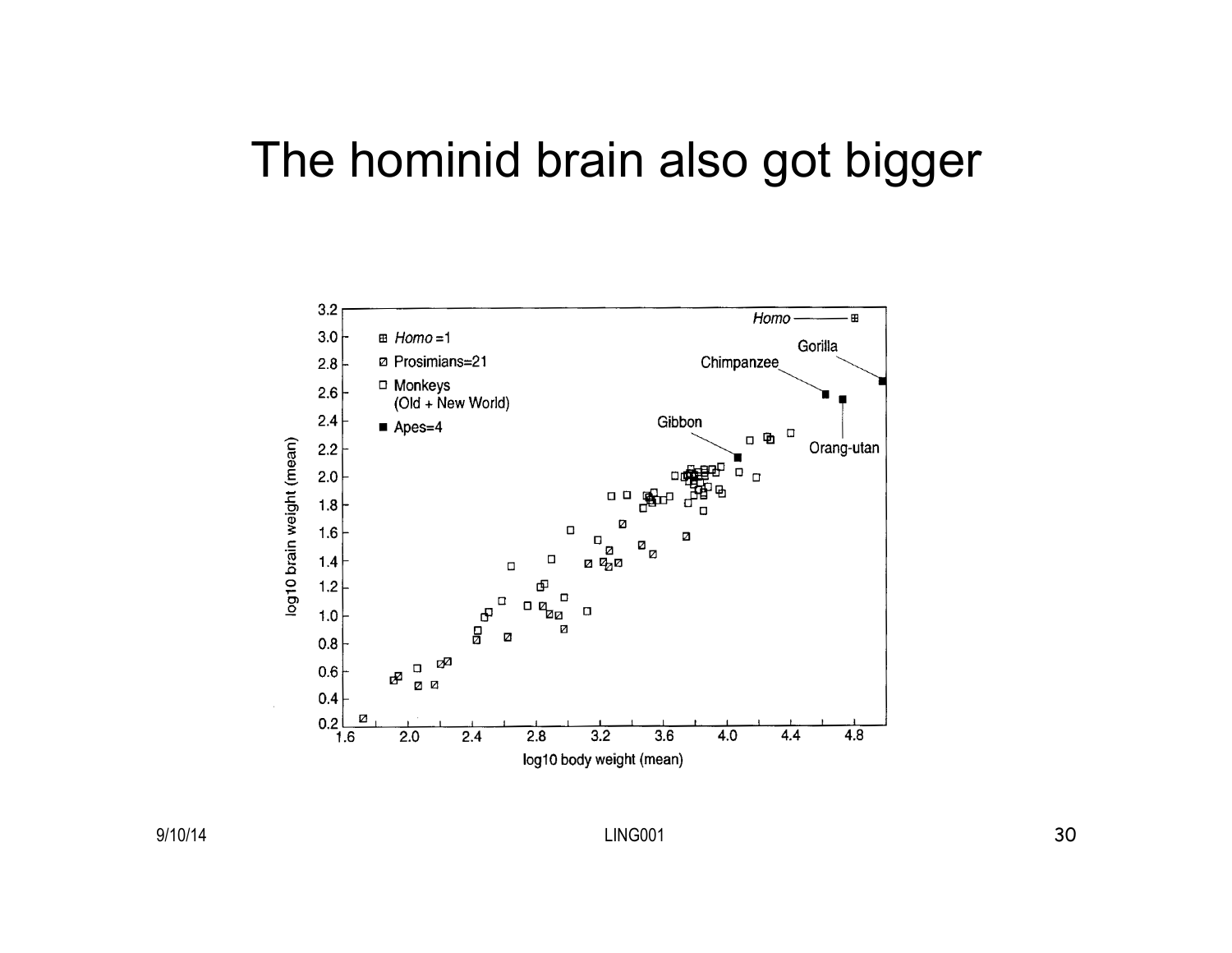# The hominid brain also got bigger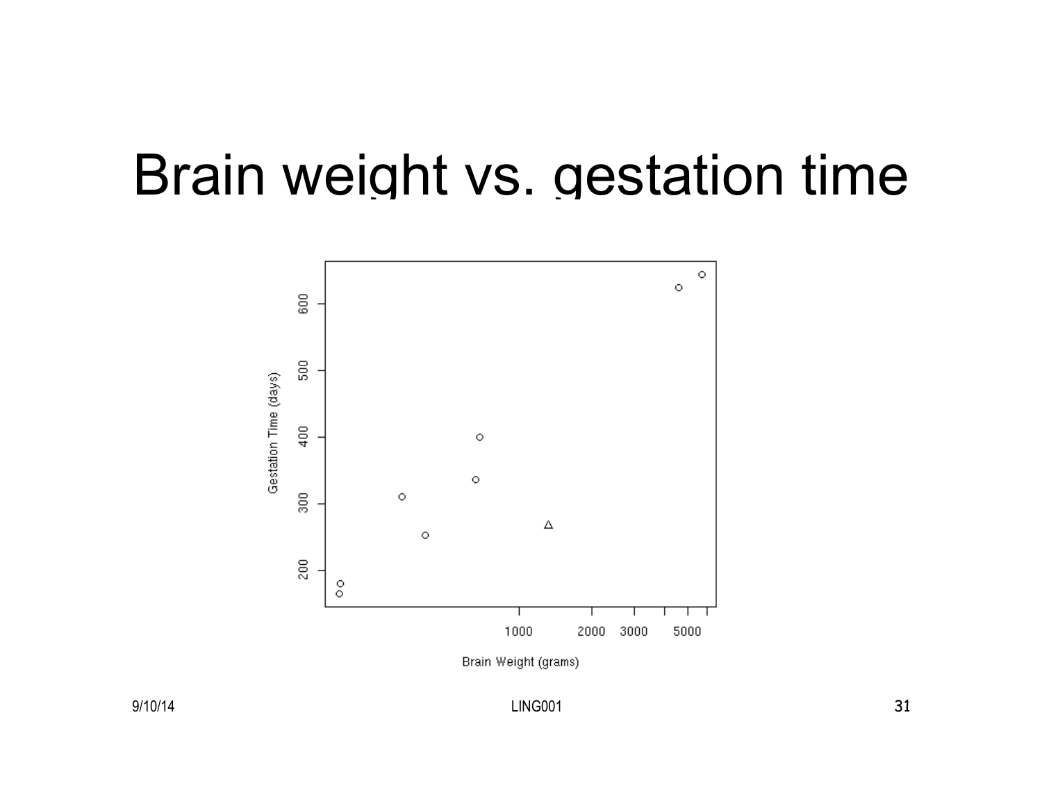# Brain weight vs. gestation time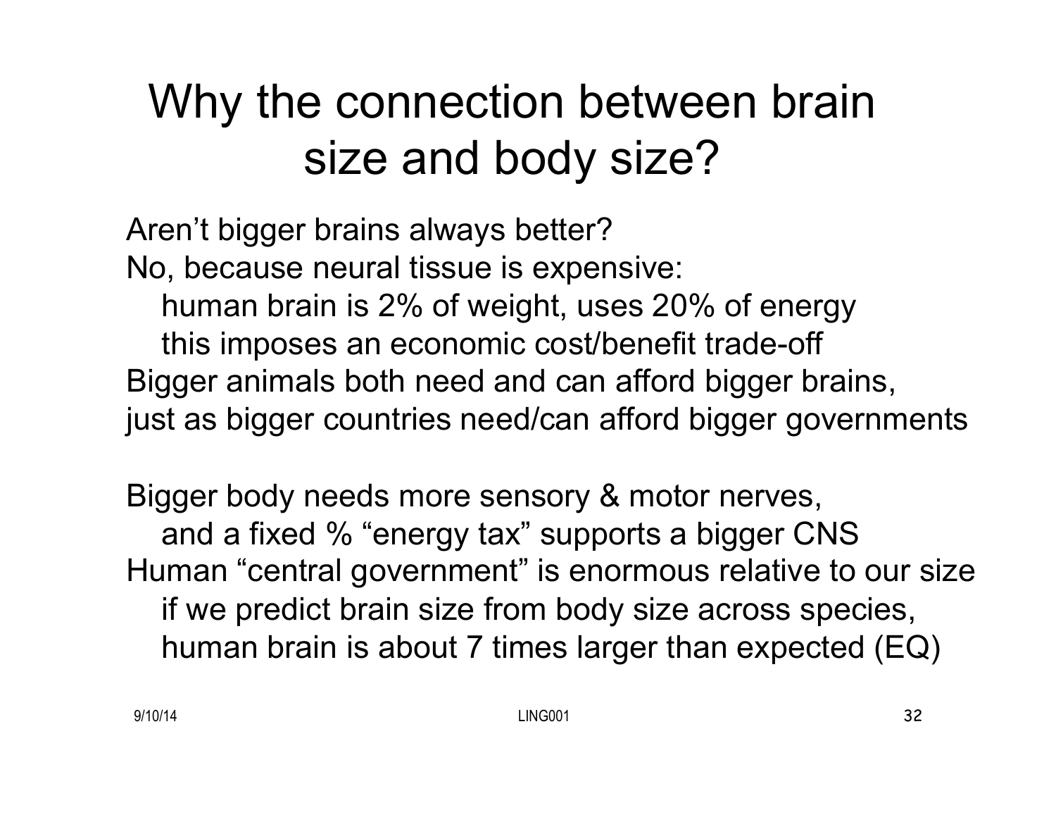# Why the connection between brain size and body size?

Aren't bigger brains always better?
No, because neural tissue is expensive:
  human brain is 2% of weight, uses 20% of energy
  this imposes an economic cost/benefit trade-off
Bigger animals both need and can afford bigger brains,
just as bigger countries need/can afford bigger governments

Bigger body needs more sensory & motor nerves,
  and a fixed % "energy tax" supports a bigger CNS
Human "central government" is enormous relative to our size
  if we predict brain size from body size across species,
  human brain is about 7 times larger than expected (EQ)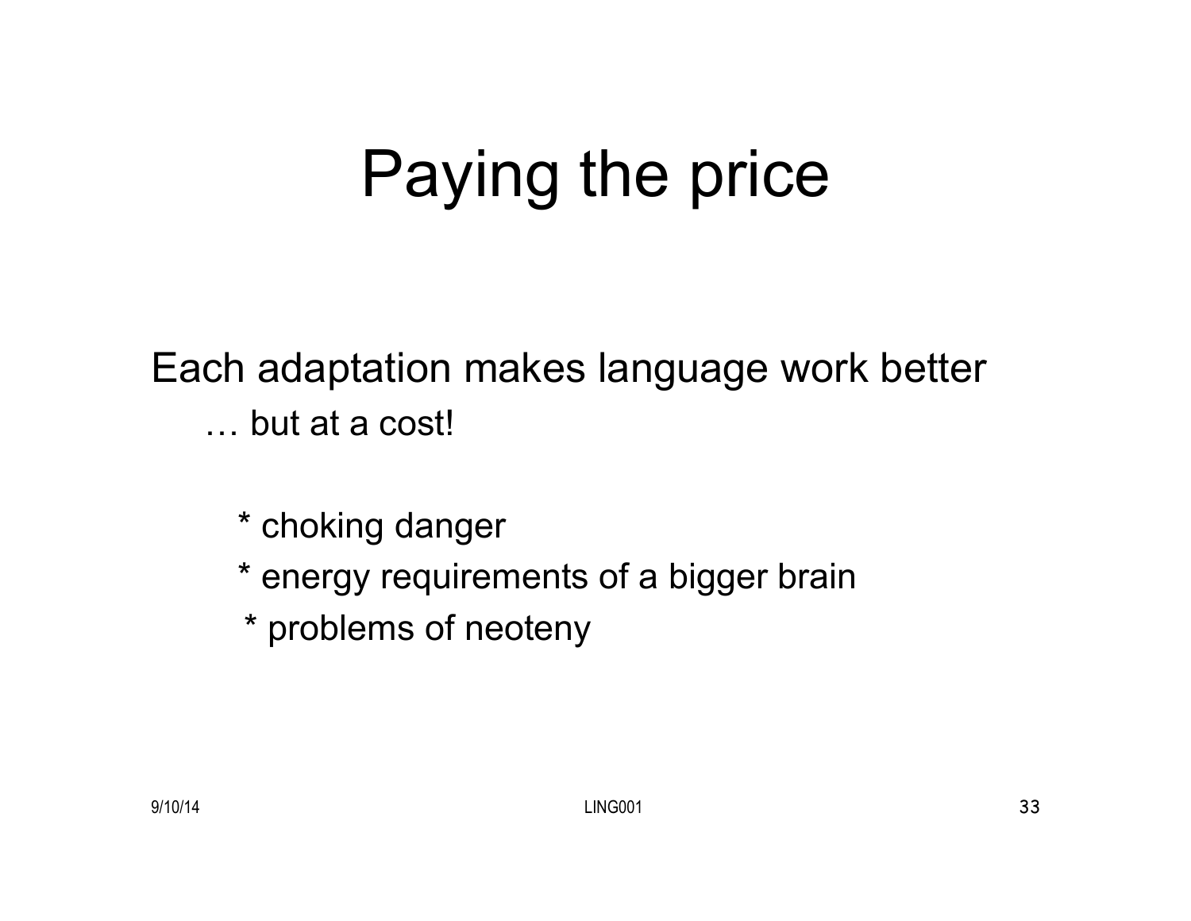# Paying the price

Each adaptation makes language work better

… but at a cost!

* choking danger
* energy requirements of a bigger brain
* problems of neoteny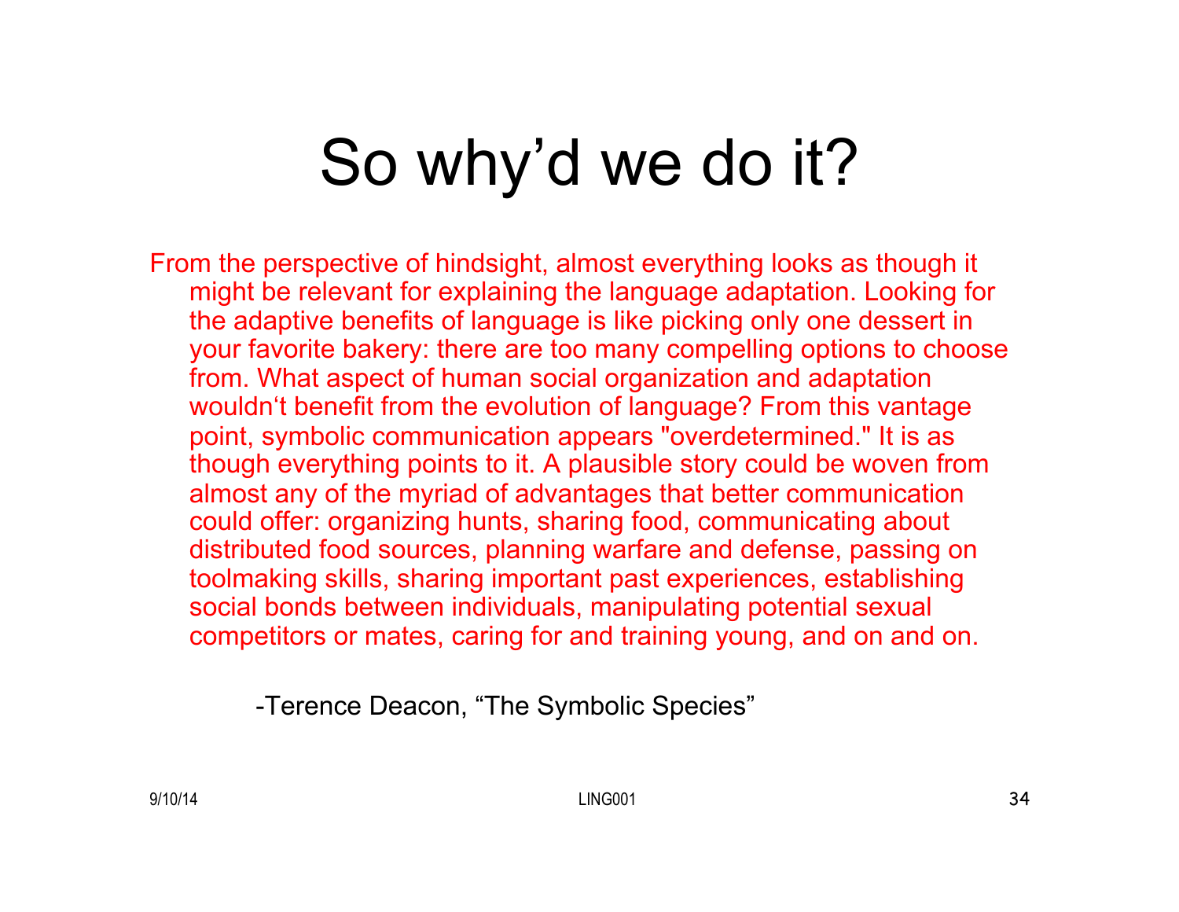# So why'd we do it?

From the perspective of hindsight, almost everything looks as though it might be relevant for explaining the language adaptation. Looking for the adaptive benefits of language is like picking only one dessert in your favorite bakery: there are too many compelling options to choose from. What aspect of human social organization and adaptation wouldn't benefit from the evolution of language? From this vantage point, symbolic communication appears "overdetermined." It is as though everything points to it. A plausible story could be woven from almost any of the myriad of advantages that better communication could offer: organizing hunts, sharing food, communicating about distributed food sources, planning warfare and defense, passing on toolmaking skills, sharing important past experiences, establishing social bonds between individuals, manipulating potential sexual competitors or mates, caring for and training young, and on and on.

-Terence Deacon, "The Symbolic Species"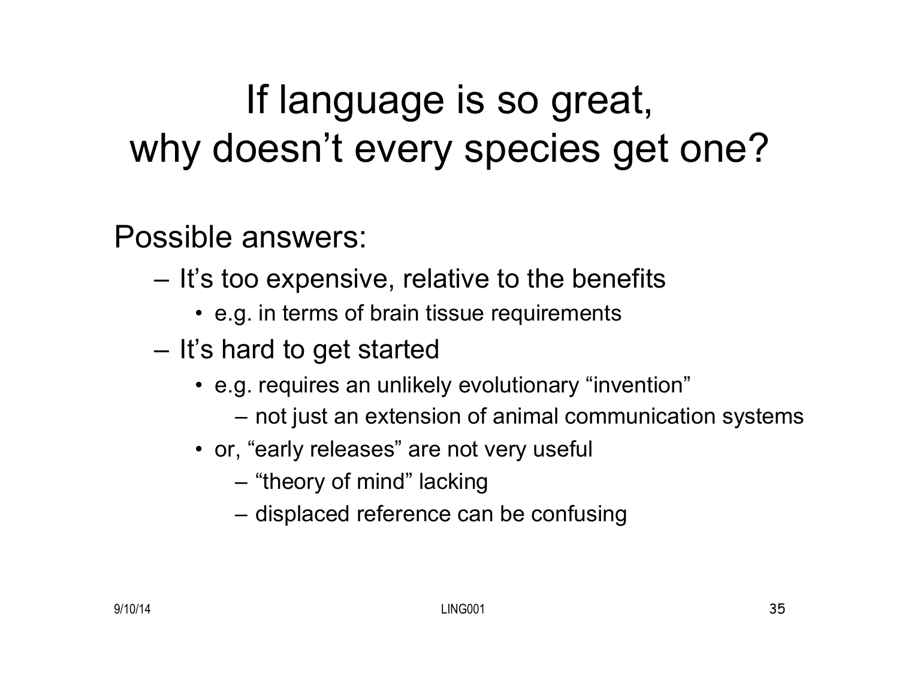# If language is so great, why doesn't every species get one?

Possible answers:

- It's too expensive, relative to the benefits
  - e.g. in terms of brain tissue requirements
- It's hard to get started
  - e.g. requires an unlikely evolutionary "invention"
    - not just an extension of animal communication systems
  - or, "early releases" are not very useful
    - "theory of mind" lacking
    - displaced reference can be confusing